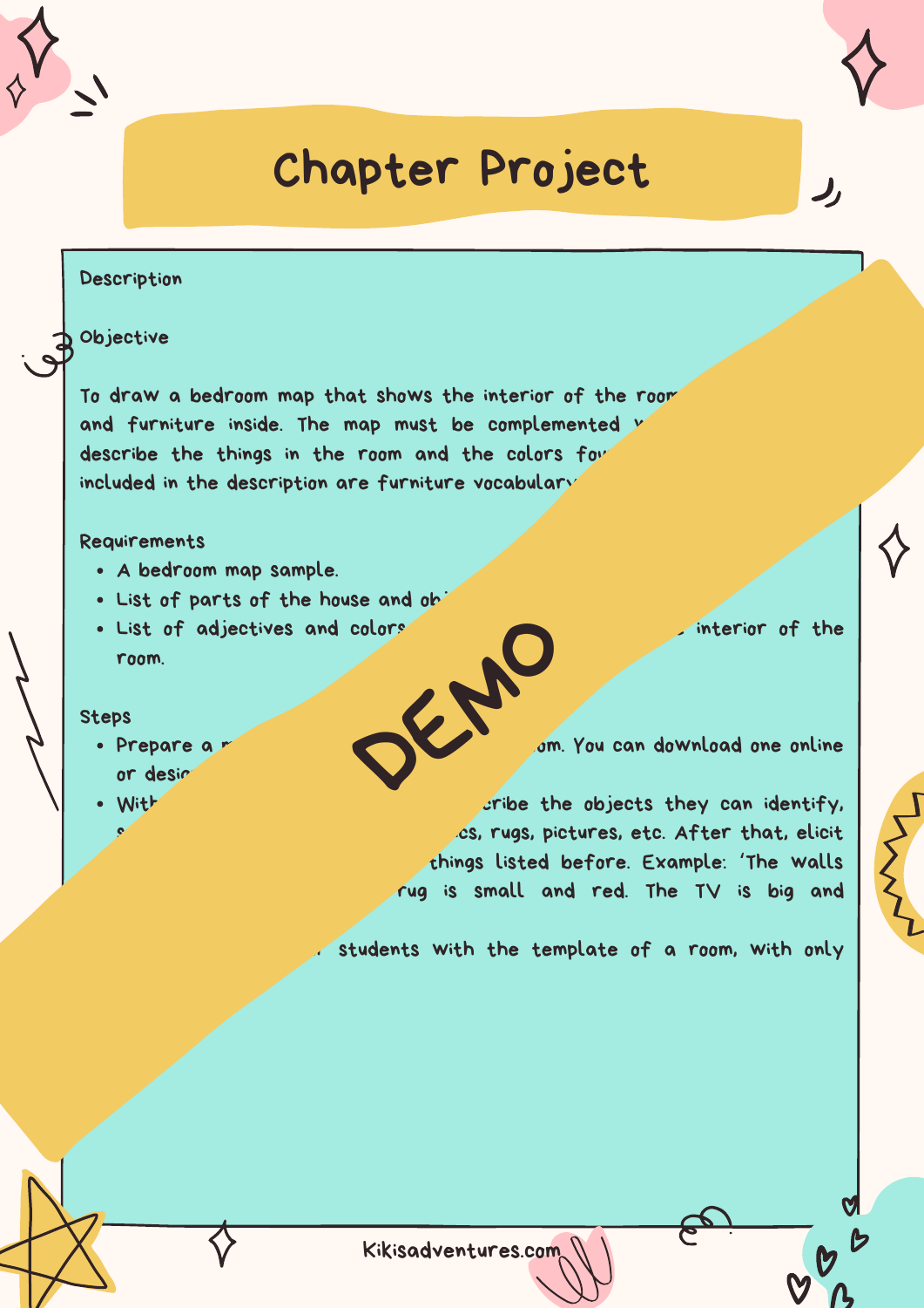# Chapter Project

Description

Objective

To draw a bedroom map that shows the interior of the room and furniture inside. The map must be complemented describe the things in the room and the colors fou included in the description are furniture vocabulary

Requirements

- A bedroom map sample.
- List of parts of the house and ob
- List of adjectives and colors interior of the room.

Steps

- Prepare a om. You can download one online or desi
- With cribe the objects they can identify, cs, rugs, pictures, etc. After that, elicit things listed before. Example: 'The walls rug is small and red. The TV is big and
- students with the template of a room, with only

DEMO

Kikisadventures.com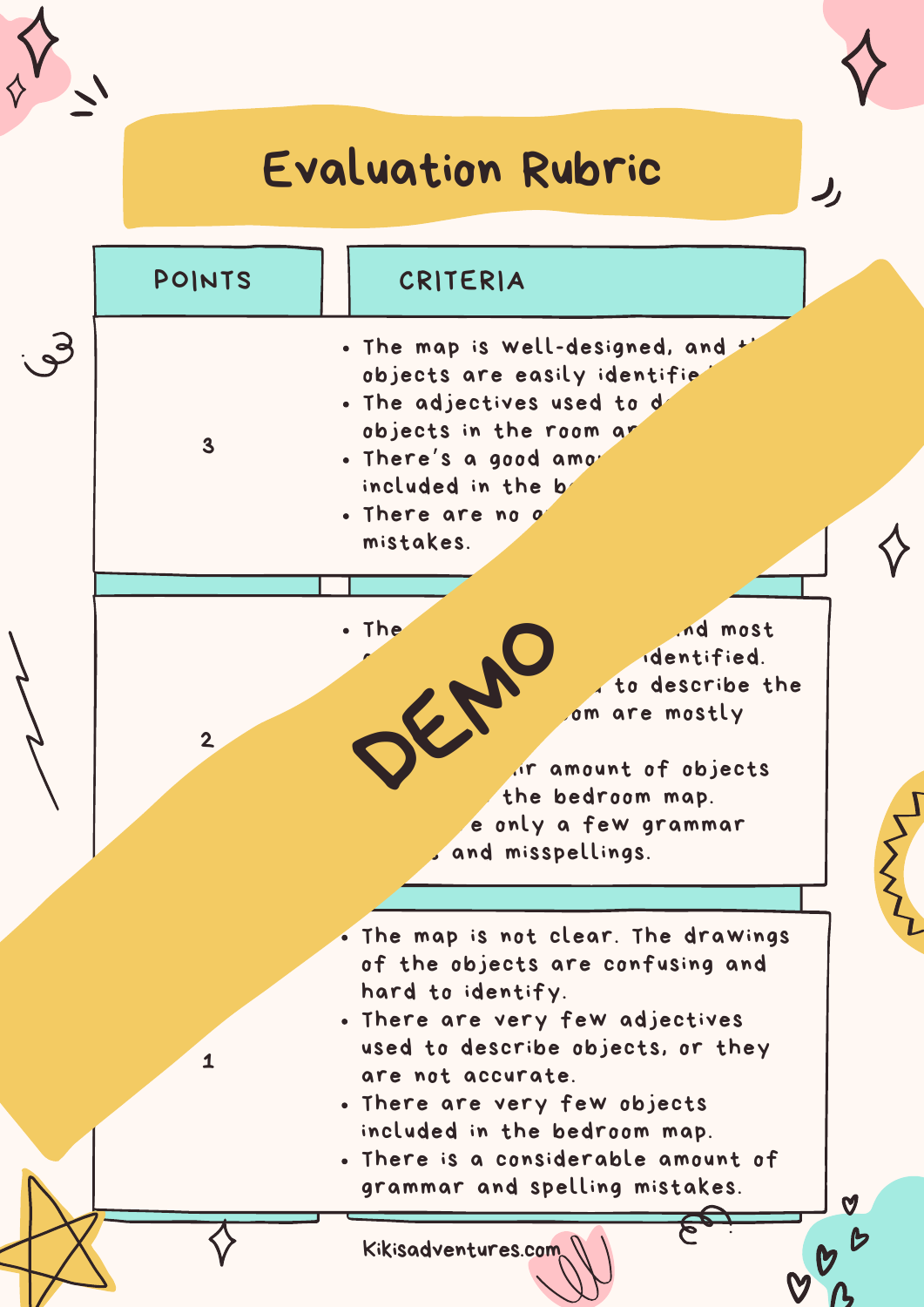# Evaluation Rubric

| POINTS | CRITERIA |
|---|---|
| 3 | • The map is well-designed, and t… objects are easily identifie… <br>• The adjectives used to d… objects in the room ar… <br>• There's a good amo… included in the b… <br>• There are no o… mistakes. |
| 2 | • The … …nd most … identified. <br>• … to describe the … …om are mostly … <br>• … …r amount of objects … the bedroom map. <br>• …e only a few grammar … and misspellings. |
| 1 | • The map is not clear. The drawings of the objects are confusing and hard to identify. <br>• There are very few adjectives used to describe objects, or they are not accurate. <br>• There are very few objects included in the bedroom map. <br>• There is a considerable amount of grammar and spelling mistakes. |

DEMO

Kikisadventures.com